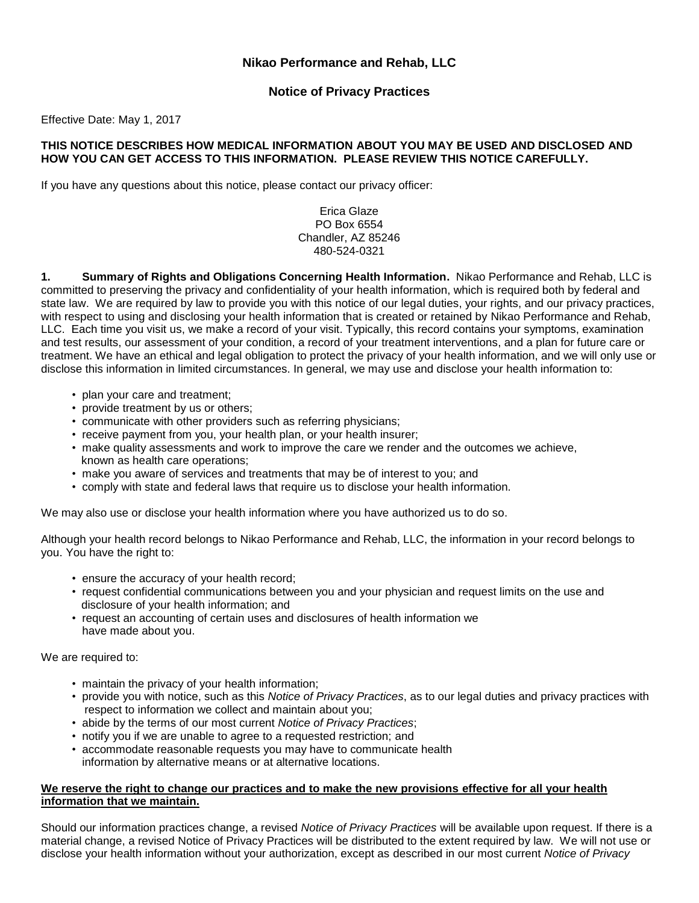# Nikao Performance and Rehab, LLC

## Notice of Privacy Practices

Effective Date: May 1, 2017

**THIS NOTICE DESCRIBES HOW MEDICAL INFORMATION ABOUT YOU MAY BE USED AND DISCLOSED AND HOW YOU CAN GET ACCESS TO THIS INFORMATION. PLEASE REVIEW THIS NOTICE CAREFULLY.**

If you have any questions about this notice, please contact our privacy officer:

Erica Glaze
PO Box 6554
Chandler, AZ 85246
480-524-0321

**1. Summary of Rights and Obligations Concerning Health Information.** Nikao Performance and Rehab, LLC is committed to preserving the privacy and confidentiality of your health information, which is required both by federal and state law. We are required by law to provide you with this notice of our legal duties, your rights, and our privacy practices, with respect to using and disclosing your health information that is created or retained by Nikao Performance and Rehab, LLC. Each time you visit us, we make a record of your visit. Typically, this record contains your symptoms, examination and test results, our assessment of your condition, a record of your treatment interventions, and a plan for future care or treatment. We have an ethical and legal obligation to protect the privacy of your health information, and we will only use or disclose this information in limited circumstances. In general, we may use and disclose your health information to:

- plan your care and treatment;
- provide treatment by us or others;
- communicate with other providers such as referring physicians;
- receive payment from you, your health plan, or your health insurer;
- make quality assessments and work to improve the care we render and the outcomes we achieve, known as health care operations;
- make you aware of services and treatments that may be of interest to you; and
- comply with state and federal laws that require us to disclose your health information.

We may also use or disclose your health information where you have authorized us to do so.

Although your health record belongs to Nikao Performance and Rehab, LLC, the information in your record belongs to you. You have the right to:

- ensure the accuracy of your health record;
- request confidential communications between you and your physician and request limits on the use and disclosure of your health information; and
- request an accounting of certain uses and disclosures of health information we have made about you.

We are required to:

- maintain the privacy of your health information;
- provide you with notice, such as this *Notice of Privacy Practices*, as to our legal duties and privacy practices with respect to information we collect and maintain about you;
- abide by the terms of our most current *Notice of Privacy Practices*;
- notify you if we are unable to agree to a requested restriction; and
- accommodate reasonable requests you may have to communicate health information by alternative means or at alternative locations.

<u>**We reserve the right to change our practices and to make the new provisions effective for all your health information that we maintain.**</u>

Should our information practices change, a revised *Notice of Privacy Practices* will be available upon request. If there is a material change, a revised Notice of Privacy Practices will be distributed to the extent required by law. We will not use or disclose your health information without your authorization, except as described in our most current *Notice of Privacy*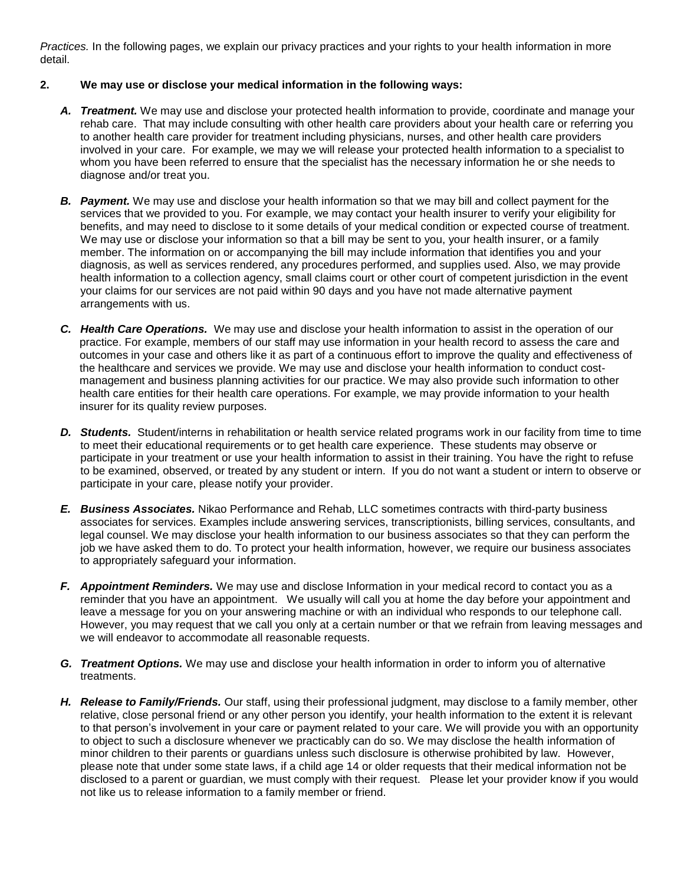*Practices.* In the following pages, we explain our privacy practices and your rights to your health information in more detail.

**2. We may use or disclose your medical information in the following ways:**

***A. Treatment.*** We may use and disclose your protected health information to provide, coordinate and manage your rehab care. That may include consulting with other health care providers about your health care or referring you to another health care provider for treatment including physicians, nurses, and other health care providers involved in your care. For example, we may we will release your protected health information to a specialist to whom you have been referred to ensure that the specialist has the necessary information he or she needs to diagnose and/or treat you.

***B. Payment.*** We may use and disclose your health information so that we may bill and collect payment for the services that we provided to you. For example, we may contact your health insurer to verify your eligibility for benefits, and may need to disclose to it some details of your medical condition or expected course of treatment. We may use or disclose your information so that a bill may be sent to you, your health insurer, or a family member. The information on or accompanying the bill may include information that identifies you and your diagnosis, as well as services rendered, any procedures performed, and supplies used. Also, we may provide health information to a collection agency, small claims court or other court of competent jurisdiction in the event your claims for our services are not paid within 90 days and you have not made alternative payment arrangements with us.

***C. Health Care Operations.*** We may use and disclose your health information to assist in the operation of our practice. For example, members of our staff may use information in your health record to assess the care and outcomes in your case and others like it as part of a continuous effort to improve the quality and effectiveness of the healthcare and services we provide. We may use and disclose your health information to conduct cost-management and business planning activities for our practice. We may also provide such information to other health care entities for their health care operations. For example, we may provide information to your health insurer for its quality review purposes.

***D. Students.*** Student/interns in rehabilitation or health service related programs work in our facility from time to time to meet their educational requirements or to get health care experience. These students may observe or participate in your treatment or use your health information to assist in their training. You have the right to refuse to be examined, observed, or treated by any student or intern. If you do not want a student or intern to observe or participate in your care, please notify your provider.

***E. Business Associates.*** Nikao Performance and Rehab, LLC sometimes contracts with third-party business associates for services. Examples include answering services, transcriptionists, billing services, consultants, and legal counsel. We may disclose your health information to our business associates so that they can perform the job we have asked them to do. To protect your health information, however, we require our business associates to appropriately safeguard your information.

***F. Appointment Reminders.*** We may use and disclose Information in your medical record to contact you as a reminder that you have an appointment. We usually will call you at home the day before your appointment and leave a message for you on your answering machine or with an individual who responds to our telephone call. However, you may request that we call you only at a certain number or that we refrain from leaving messages and we will endeavor to accommodate all reasonable requests.

***G. Treatment Options.*** We may use and disclose your health information in order to inform you of alternative treatments.

***H. Release to Family/Friends.*** Our staff, using their professional judgment, may disclose to a family member, other relative, close personal friend or any other person you identify, your health information to the extent it is relevant to that person's involvement in your care or payment related to your care. We will provide you with an opportunity to object to such a disclosure whenever we practicably can do so. We may disclose the health information of minor children to their parents or guardians unless such disclosure is otherwise prohibited by law. However, please note that under some state laws, if a child age 14 or older requests that their medical information not be disclosed to a parent or guardian, we must comply with their request. Please let your provider know if you would not like us to release information to a family member or friend.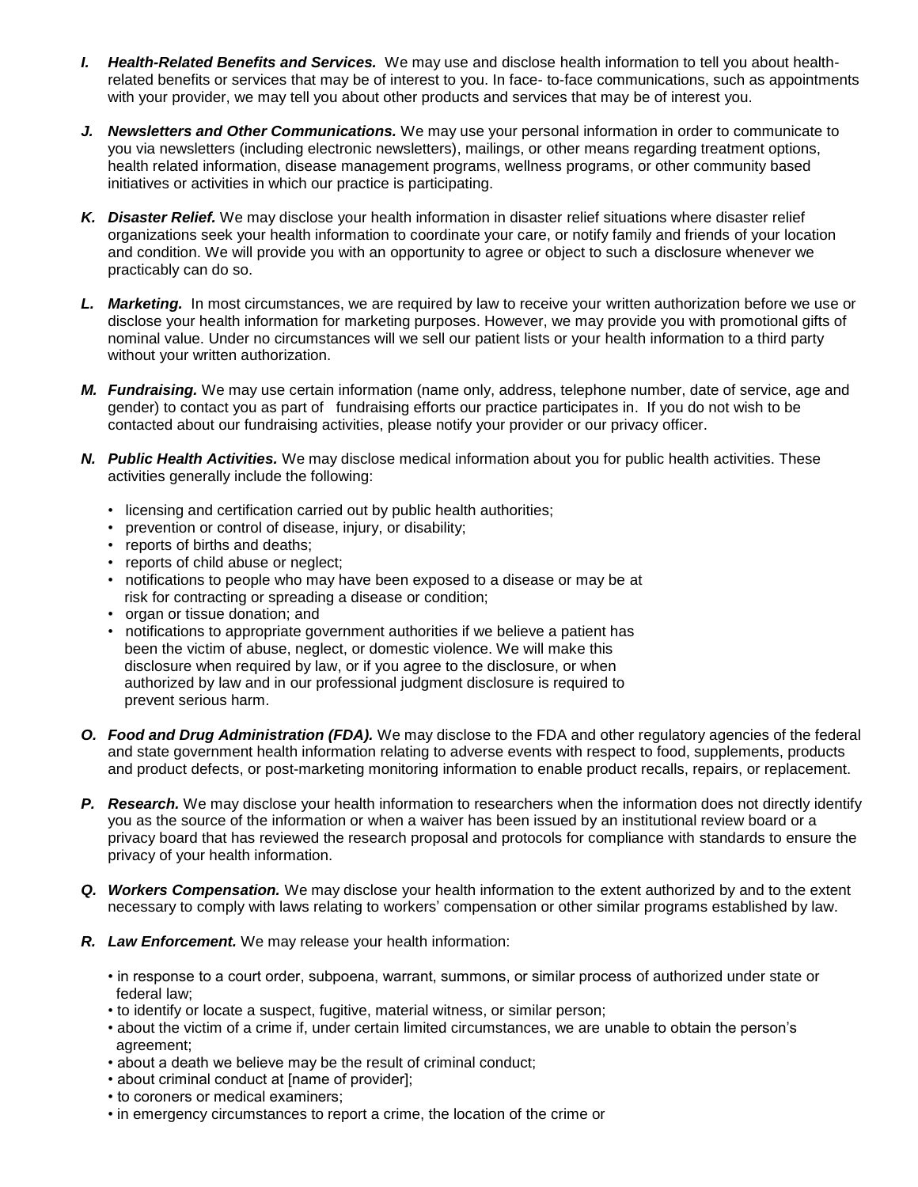*I.* ***Health-Related Benefits and Services.*** We may use and disclose health information to tell you about health-related benefits or services that may be of interest to you. In face- to-face communications, such as appointments with your provider, we may tell you about other products and services that may be of interest you.

*J.* ***Newsletters and Other Communications.*** We may use your personal information in order to communicate to you via newsletters (including electronic newsletters), mailings, or other means regarding treatment options, health related information, disease management programs, wellness programs, or other community based initiatives or activities in which our practice is participating.

*K.* ***Disaster Relief.*** We may disclose your health information in disaster relief situations where disaster relief organizations seek your health information to coordinate your care, or notify family and friends of your location and condition. We will provide you with an opportunity to agree or object to such a disclosure whenever we practicably can do so.

*L.* ***Marketing.*** In most circumstances, we are required by law to receive your written authorization before we use or disclose your health information for marketing purposes. However, we may provide you with promotional gifts of nominal value. Under no circumstances will we sell our patient lists or your health information to a third party without your written authorization.

*M.* ***Fundraising.*** We may use certain information (name only, address, telephone number, date of service, age and gender) to contact you as part of fundraising efforts our practice participates in. If you do not wish to be contacted about our fundraising activities, please notify your provider or our privacy officer.

*N.* ***Public Health Activities.*** We may disclose medical information about you for public health activities. These activities generally include the following:

- licensing and certification carried out by public health authorities;
- prevention or control of disease, injury, or disability;
- reports of births and deaths;
- reports of child abuse or neglect;
- notifications to people who may have been exposed to a disease or may be at risk for contracting or spreading a disease or condition;
- organ or tissue donation; and
- notifications to appropriate government authorities if we believe a patient has been the victim of abuse, neglect, or domestic violence. We will make this disclosure when required by law, or if you agree to the disclosure, or when authorized by law and in our professional judgment disclosure is required to prevent serious harm.

*O.* ***Food and Drug Administration (FDA).*** We may disclose to the FDA and other regulatory agencies of the federal and state government health information relating to adverse events with respect to food, supplements, products and product defects, or post-marketing monitoring information to enable product recalls, repairs, or replacement.

*P.* ***Research.*** We may disclose your health information to researchers when the information does not directly identify you as the source of the information or when a waiver has been issued by an institutional review board or a privacy board that has reviewed the research proposal and protocols for compliance with standards to ensure the privacy of your health information.

*Q.* ***Workers Compensation.*** We may disclose your health information to the extent authorized by and to the extent necessary to comply with laws relating to workers' compensation or other similar programs established by law.

*R.* ***Law Enforcement.*** We may release your health information:

- in response to a court order, subpoena, warrant, summons, or similar process of authorized under state or federal law;
- to identify or locate a suspect, fugitive, material witness, or similar person;
- about the victim of a crime if, under certain limited circumstances, we are unable to obtain the person's agreement;
- about a death we believe may be the result of criminal conduct;
- about criminal conduct at [name of provider];
- to coroners or medical examiners;
- in emergency circumstances to report a crime, the location of the crime or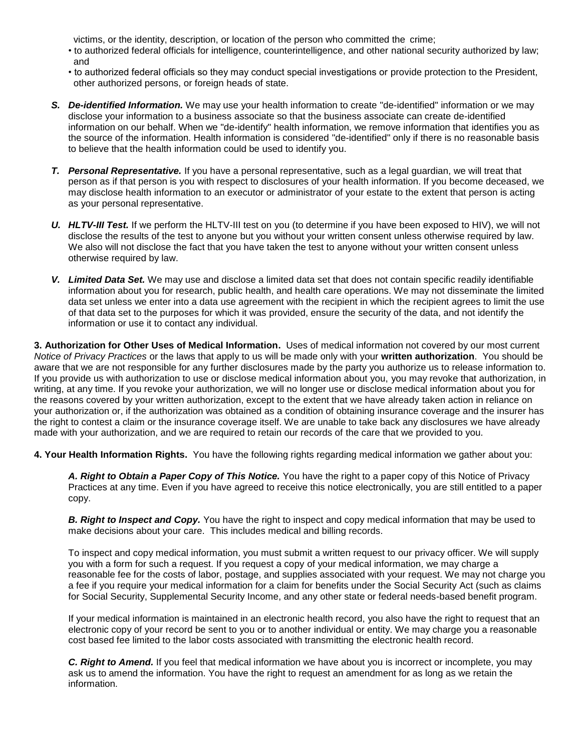victims, or the identity, description, or location of the person who committed the crime;

- to authorized federal officials for intelligence, counterintelligence, and other national security authorized by law; and
- to authorized federal officials so they may conduct special investigations or provide protection to the President, other authorized persons, or foreign heads of state.

**S. *De-identified Information.*** We may use your health information to create "de-identified" information or we may disclose your information to a business associate so that the business associate can create de-identified information on our behalf. When we "de-identify" health information, we remove information that identifies you as the source of the information. Health information is considered "de-identified" only if there is no reasonable basis to believe that the health information could be used to identify you.

**T. *Personal Representative.*** If you have a personal representative, such as a legal guardian, we will treat that person as if that person is you with respect to disclosures of your health information. If you become deceased, we may disclose health information to an executor or administrator of your estate to the extent that person is acting as your personal representative.

**U. *HLTV-III Test.*** If we perform the HLTV-III test on you (to determine if you have been exposed to HIV), we will not disclose the results of the test to anyone but you without your written consent unless otherwise required by law. We also will not disclose the fact that you have taken the test to anyone without your written consent unless otherwise required by law.

**V. *Limited Data Set.*** We may use and disclose a limited data set that does not contain specific readily identifiable information about you for research, public health, and health care operations. We may not disseminate the limited data set unless we enter into a data use agreement with the recipient in which the recipient agrees to limit the use of that data set to the purposes for which it was provided, ensure the security of the data, and not identify the information or use it to contact any individual.

**3. Authorization for Other Uses of Medical Information.** Uses of medical information not covered by our most current *Notice of Privacy Practices* or the laws that apply to us will be made only with your **written authorization**. You should be aware that we are not responsible for any further disclosures made by the party you authorize us to release information to. If you provide us with authorization to use or disclose medical information about you, you may revoke that authorization, in writing, at any time. If you revoke your authorization, we will no longer use or disclose medical information about you for the reasons covered by your written authorization, except to the extent that we have already taken action in reliance on your authorization or, if the authorization was obtained as a condition of obtaining insurance coverage and the insurer has the right to contest a claim or the insurance coverage itself. We are unable to take back any disclosures we have already made with your authorization, and we are required to retain our records of the care that we provided to you.

**4. Your Health Information Rights.** You have the following rights regarding medical information we gather about you:

***A. Right to Obtain a Paper Copy of This Notice.*** You have the right to a paper copy of this Notice of Privacy Practices at any time. Even if you have agreed to receive this notice electronically, you are still entitled to a paper copy.

***B. Right to Inspect and Copy.*** You have the right to inspect and copy medical information that may be used to make decisions about your care. This includes medical and billing records.

To inspect and copy medical information, you must submit a written request to our privacy officer. We will supply you with a form for such a request. If you request a copy of your medical information, we may charge a reasonable fee for the costs of labor, postage, and supplies associated with your request. We may not charge you a fee if you require your medical information for a claim for benefits under the Social Security Act (such as claims for Social Security, Supplemental Security Income, and any other state or federal needs-based benefit program.

If your medical information is maintained in an electronic health record, you also have the right to request that an electronic copy of your record be sent to you or to another individual or entity. We may charge you a reasonable cost based fee limited to the labor costs associated with transmitting the electronic health record.

***C. Right to Amend.*** If you feel that medical information we have about you is incorrect or incomplete, you may ask us to amend the information. You have the right to request an amendment for as long as we retain the information.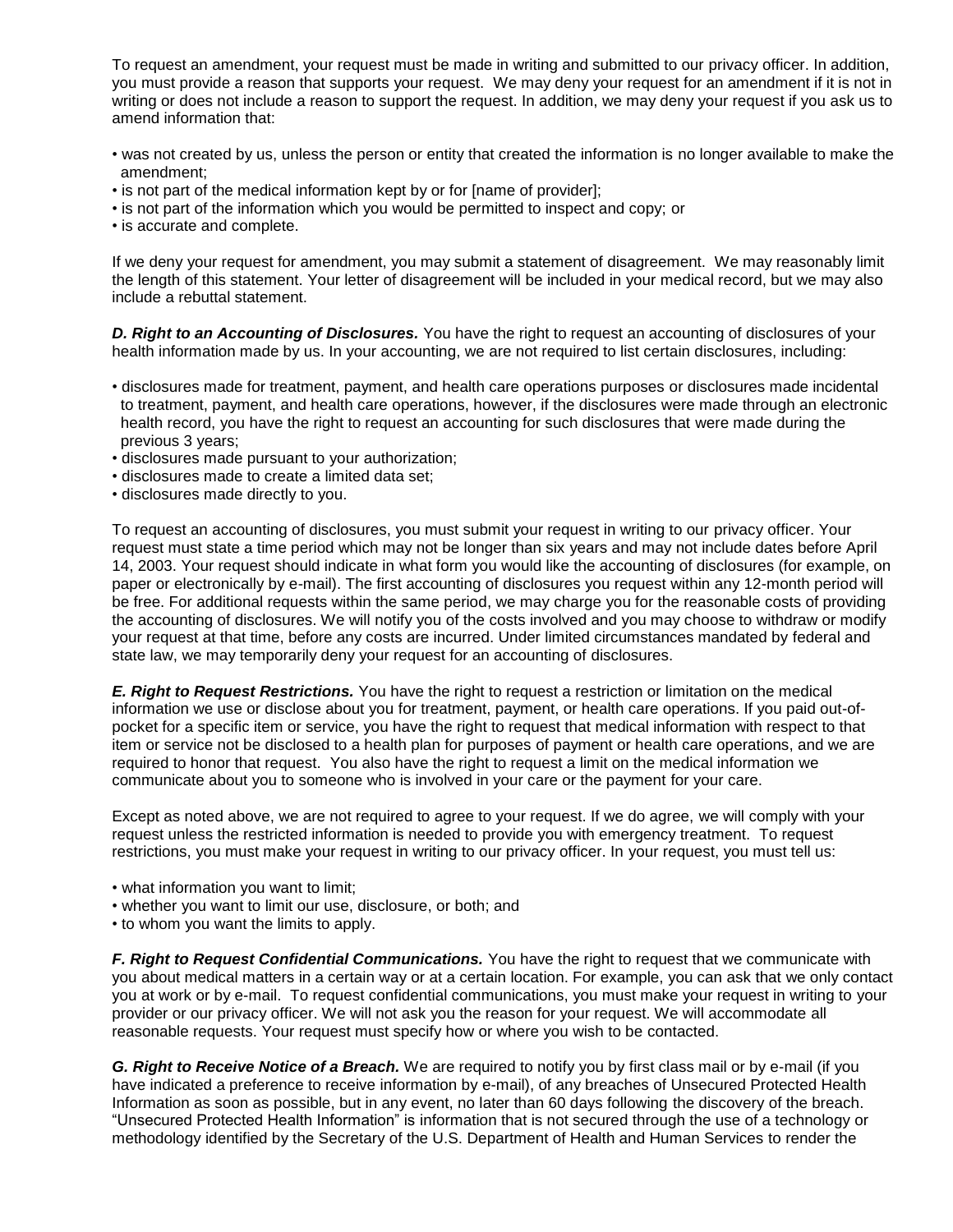To request an amendment, your request must be made in writing and submitted to our privacy officer. In addition, you must provide a reason that supports your request. We may deny your request for an amendment if it is not in writing or does not include a reason to support the request. In addition, we may deny your request if you ask us to amend information that:

- was not created by us, unless the person or entity that created the information is no longer available to make the amendment;
- is not part of the medical information kept by or for [name of provider];
- is not part of the information which you would be permitted to inspect and copy; or
- is accurate and complete.

If we deny your request for amendment, you may submit a statement of disagreement. We may reasonably limit the length of this statement. Your letter of disagreement will be included in your medical record, but we may also include a rebuttal statement.

***D. Right to an Accounting of Disclosures.*** You have the right to request an accounting of disclosures of your health information made by us. In your accounting, we are not required to list certain disclosures, including:

- disclosures made for treatment, payment, and health care operations purposes or disclosures made incidental to treatment, payment, and health care operations, however, if the disclosures were made through an electronic health record, you have the right to request an accounting for such disclosures that were made during the previous 3 years;
- disclosures made pursuant to your authorization;
- disclosures made to create a limited data set;
- disclosures made directly to you.

To request an accounting of disclosures, you must submit your request in writing to our privacy officer. Your request must state a time period which may not be longer than six years and may not include dates before April 14, 2003. Your request should indicate in what form you would like the accounting of disclosures (for example, on paper or electronically by e-mail). The first accounting of disclosures you request within any 12-month period will be free. For additional requests within the same period, we may charge you for the reasonable costs of providing the accounting of disclosures. We will notify you of the costs involved and you may choose to withdraw or modify your request at that time, before any costs are incurred. Under limited circumstances mandated by federal and state law, we may temporarily deny your request for an accounting of disclosures.

***E. Right to Request Restrictions.*** You have the right to request a restriction or limitation on the medical information we use or disclose about you for treatment, payment, or health care operations. If you paid out-of-pocket for a specific item or service, you have the right to request that medical information with respect to that item or service not be disclosed to a health plan for purposes of payment or health care operations, and we are required to honor that request. You also have the right to request a limit on the medical information we communicate about you to someone who is involved in your care or the payment for your care.

Except as noted above, we are not required to agree to your request. If we do agree, we will comply with your request unless the restricted information is needed to provide you with emergency treatment. To request restrictions, you must make your request in writing to our privacy officer. In your request, you must tell us:

- what information you want to limit;
- whether you want to limit our use, disclosure, or both; and
- to whom you want the limits to apply.

***F. Right to Request Confidential Communications.*** You have the right to request that we communicate with you about medical matters in a certain way or at a certain location. For example, you can ask that we only contact you at work or by e-mail. To request confidential communications, you must make your request in writing to your provider or our privacy officer. We will not ask you the reason for your request. We will accommodate all reasonable requests. Your request must specify how or where you wish to be contacted.

***G. Right to Receive Notice of a Breach.*** We are required to notify you by first class mail or by e-mail (if you have indicated a preference to receive information by e-mail), of any breaches of Unsecured Protected Health Information as soon as possible, but in any event, no later than 60 days following the discovery of the breach. "Unsecured Protected Health Information" is information that is not secured through the use of a technology or methodology identified by the Secretary of the U.S. Department of Health and Human Services to render the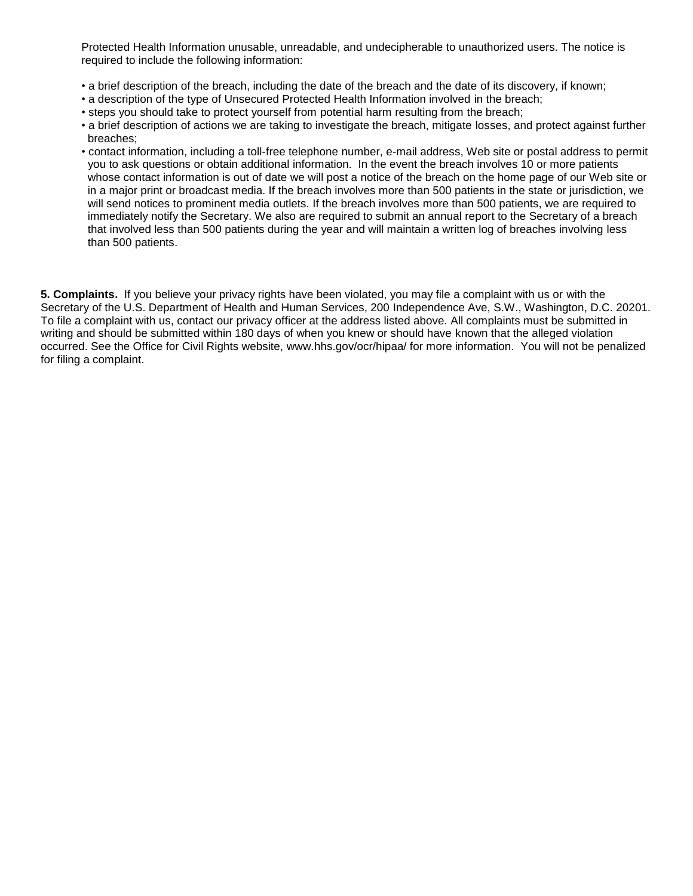Protected Health Information unusable, unreadable, and undecipherable to unauthorized users. The notice is required to include the following information:

- a brief description of the breach, including the date of the breach and the date of its discovery, if known;
- a description of the type of Unsecured Protected Health Information involved in the breach;
- steps you should take to protect yourself from potential harm resulting from the breach;
- a brief description of actions we are taking to investigate the breach, mitigate losses, and protect against further breaches;
- contact information, including a toll-free telephone number, e-mail address, Web site or postal address to permit you to ask questions or obtain additional information. In the event the breach involves 10 or more patients whose contact information is out of date we will post a notice of the breach on the home page of our Web site or in a major print or broadcast media. If the breach involves more than 500 patients in the state or jurisdiction, we will send notices to prominent media outlets. If the breach involves more than 500 patients, we are required to immediately notify the Secretary. We also are required to submit an annual report to the Secretary of a breach that involved less than 500 patients during the year and will maintain a written log of breaches involving less than 500 patients.

**5. Complaints.** If you believe your privacy rights have been violated, you may file a complaint with us or with the Secretary of the U.S. Department of Health and Human Services, 200 Independence Ave, S.W., Washington, D.C. 20201. To file a complaint with us, contact our privacy officer at the address listed above. All complaints must be submitted in writing and should be submitted within 180 days of when you knew or should have known that the alleged violation occurred. See the Office for Civil Rights website, www.hhs.gov/ocr/hipaa/ for more information. You will not be penalized for filing a complaint.